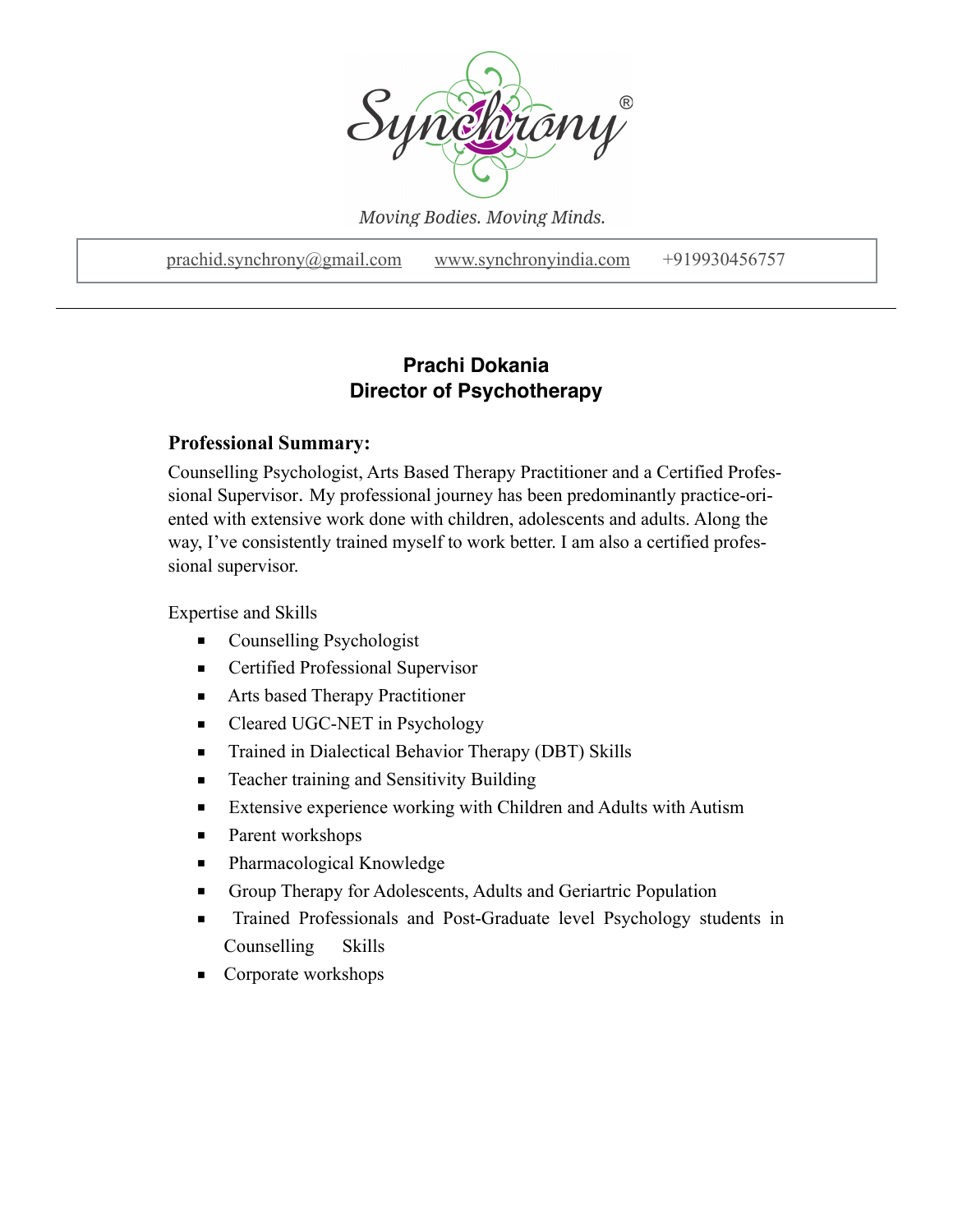Synchrony®

*Moving Bodies. Moving Minds.*

prachid.synchrony@gmail.com www.synchronyindia.com +919930456757

---

## Prachi Dokania
## Director of Psychotherapy

**Professional Summary:**

Counselling Psychologist, Arts Based Therapy Practitioner and a Certified Professional Supervisor. My professional journey has been predominantly practice-oriented with extensive work done with children, adolescents and adults. Along the way, I've consistently trained myself to work better. I am also a certified professional supervisor.

Expertise and Skills

- Counselling Psychologist
- Certified Professional Supervisor
- Arts based Therapy Practitioner
- Cleared UGC-NET in Psychology
- Trained in Dialectical Behavior Therapy (DBT) Skills
- Teacher training and Sensitivity Building
- Extensive experience working with Children and Adults with Autism
- Parent workshops
- Pharmacological Knowledge
- Group Therapy for Adolescents, Adults and Geriartric Population
- Trained Professionals and Post-Graduate level Psychology students in Counselling Skills
- Corporate workshops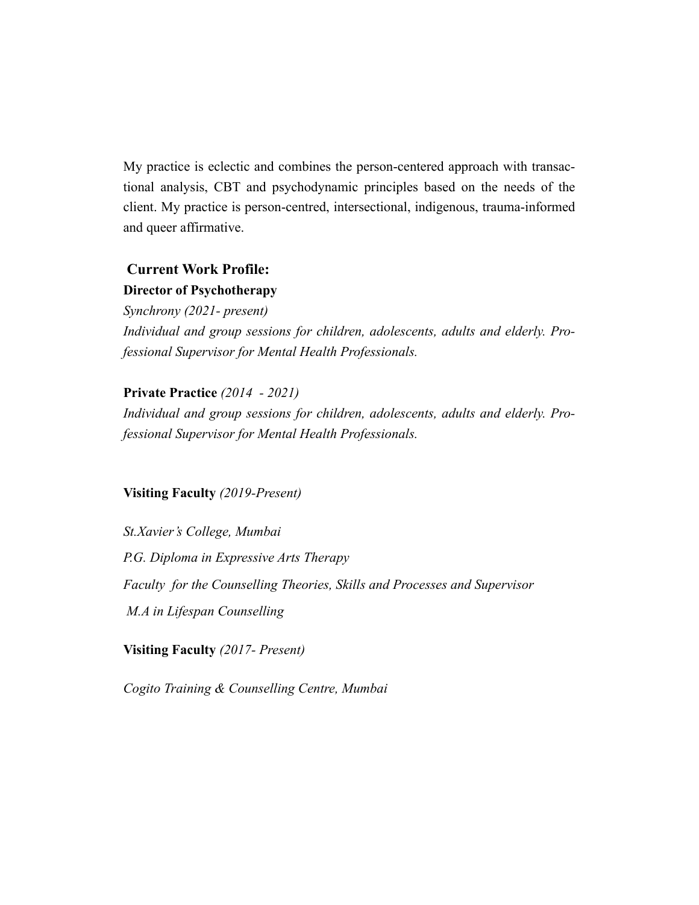My practice is eclectic and combines the person-centered approach with transactional analysis, CBT and psychodynamic principles based on the needs of the client. My practice is person-centred, intersectional, indigenous, trauma-informed and queer affirmative.

## Current Work Profile:

**Director of Psychotherapy**

*Synchrony (2021- present)*

*Individual and group sessions for children, adolescents, adults and elderly. Professional Supervisor for Mental Health Professionals.*

**Private Practice** *(2014 - 2021)*

*Individual and group sessions for children, adolescents, adults and elderly. Professional Supervisor for Mental Health Professionals.*

**Visiting Faculty** *(2019-Present)*

*St.Xavier's College, Mumbai*

*P.G. Diploma in Expressive Arts Therapy*

*Faculty for the Counselling Theories, Skills and Processes and Supervisor*

*M.A in Lifespan Counselling*

**Visiting Faculty** *(2017- Present)*

*Cogito Training & Counselling Centre, Mumbai*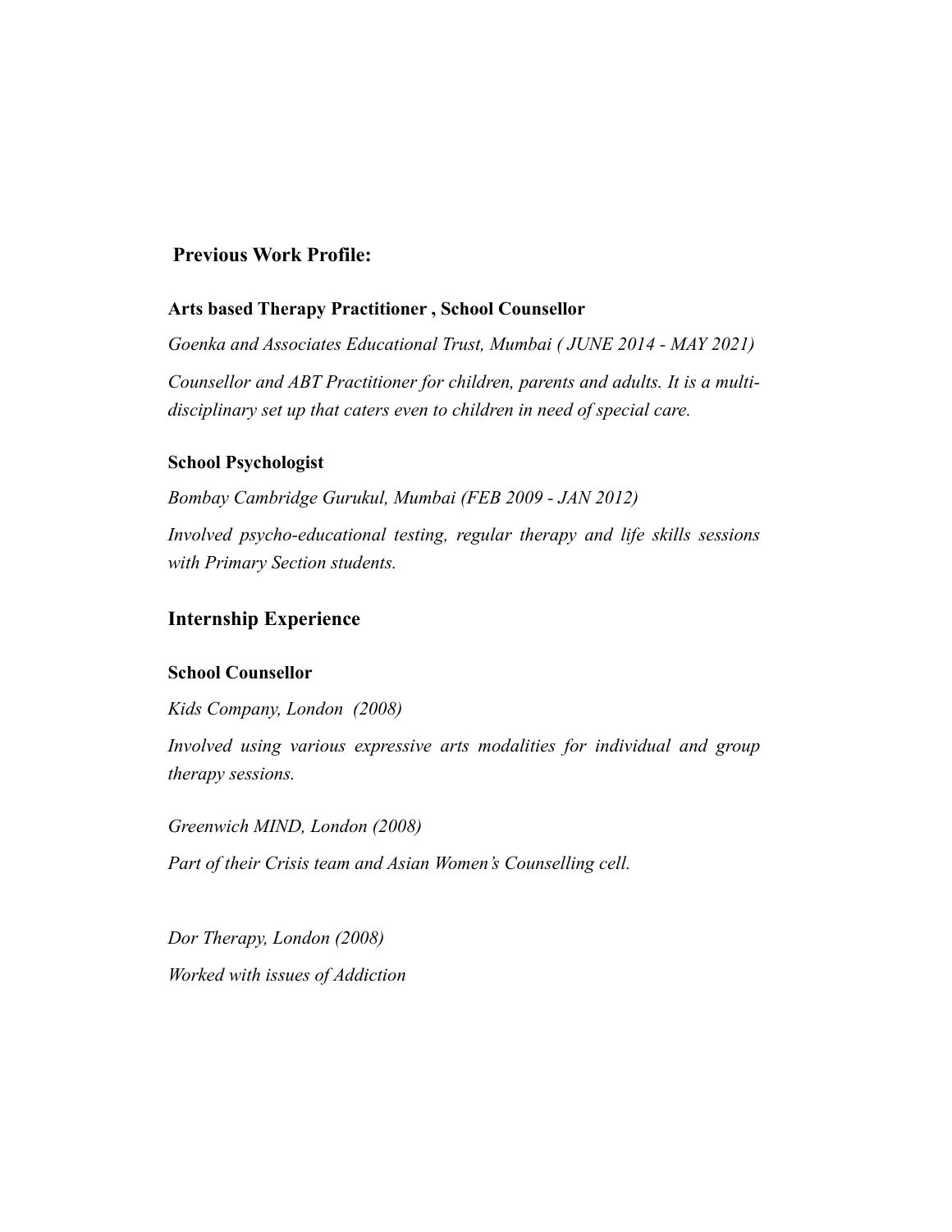## Previous Work Profile:

### Arts based Therapy Practitioner , School Counsellor

*Goenka and Associates Educational Trust, Mumbai ( JUNE 2014 - MAY 2021)*

*Counsellor and ABT Practitioner for children, parents and adults. It is a multi-disciplinary set up that caters even to children in need of special care.*

### School Psychologist

*Bombay Cambridge Gurukul, Mumbai (FEB 2009 - JAN 2012)*

*Involved psycho-educational testing, regular therapy and life skills sessions with Primary Section students.*

## Internship Experience

### School Counsellor

*Kids Company, London (2008)*

*Involved using various expressive arts modalities for individual and group therapy sessions.*

*Greenwich MIND, London (2008)*

*Part of their Crisis team and Asian Women's Counselling cell.*

*Dor Therapy, London (2008)*

*Worked with issues of Addiction*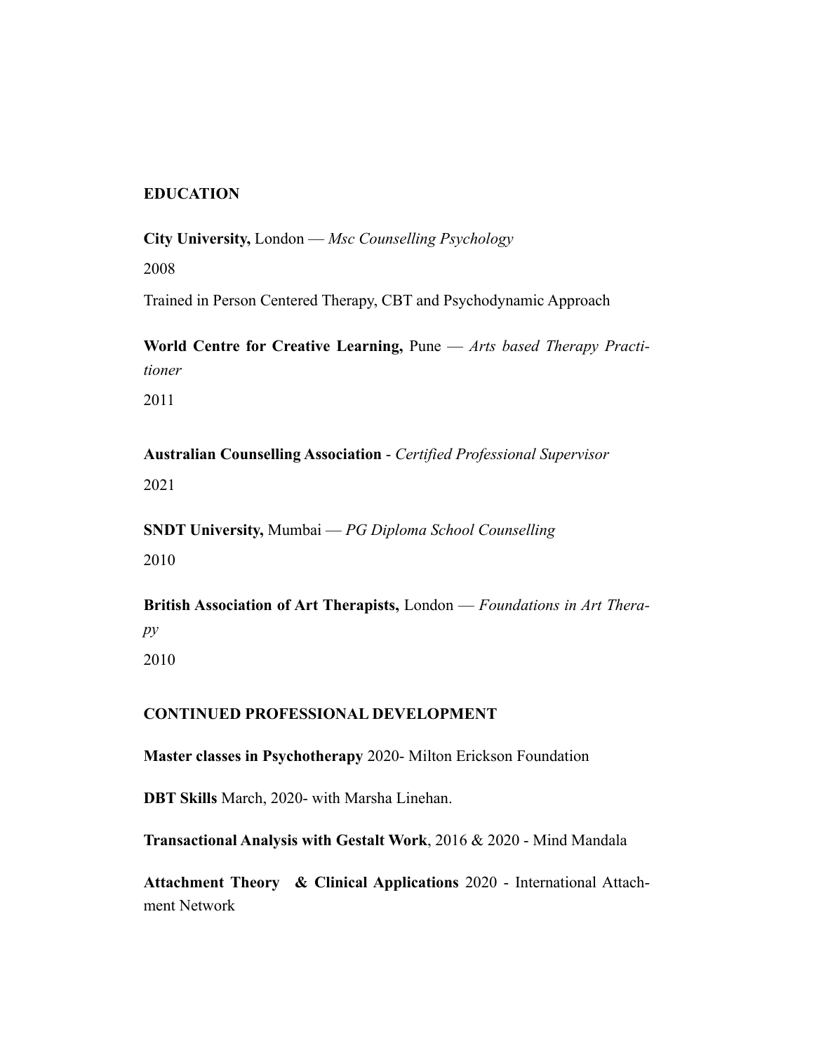## EDUCATION

**City University,** London — *Msc Counselling Psychology*

2008

Trained in Person Centered Therapy, CBT and Psychodynamic Approach

**World Centre for Creative Learning,** Pune — *Arts based Therapy Practitioner*

2011

**Australian Counselling Association** - *Certified Professional Supervisor*

2021

**SNDT University,** Mumbai — *PG Diploma School Counselling*

2010

**British Association of Art Therapists,** London — *Foundations in Art Therapy*

2010

## CONTINUED PROFESSIONAL DEVELOPMENT

**Master classes in Psychotherapy** 2020- Milton Erickson Foundation

**DBT Skills** March, 2020- with Marsha Linehan.

**Transactional Analysis with Gestalt Work**, 2016 & 2020 - Mind Mandala

**Attachment Theory & Clinical Applications** 2020 - International Attachment Network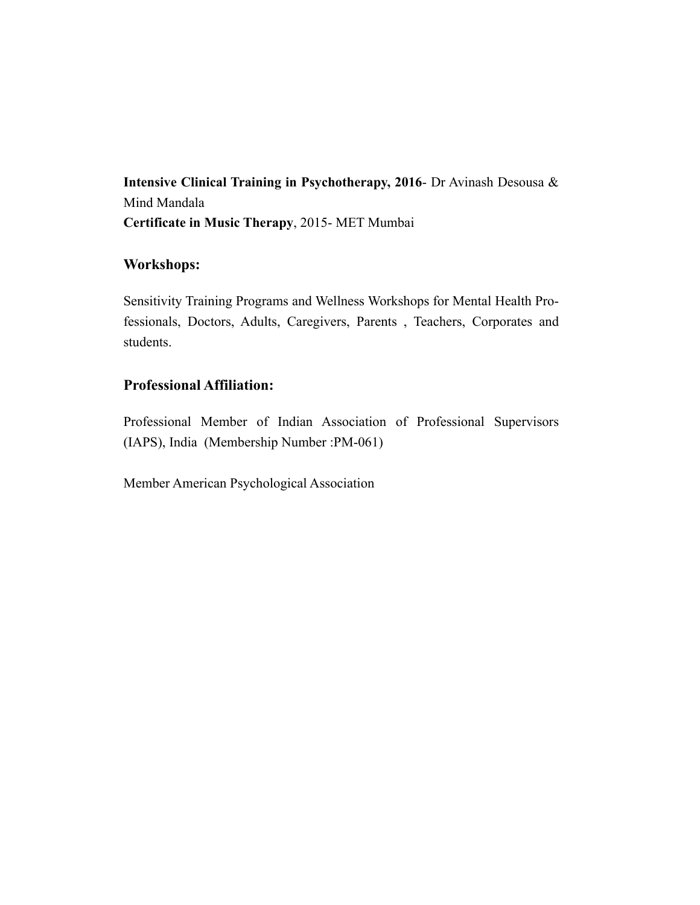**Intensive Clinical Training in Psychotherapy, 2016**- Dr Avinash Desousa & Mind Mandala
**Certificate in Music Therapy**, 2015- MET Mumbai

## Workshops:

Sensitivity Training Programs and Wellness Workshops for Mental Health Professionals, Doctors, Adults, Caregivers, Parents , Teachers, Corporates and students.

## Professional Affiliation:

Professional Member of Indian Association of Professional Supervisors (IAPS), India (Membership Number :PM-061)

Member American Psychological Association